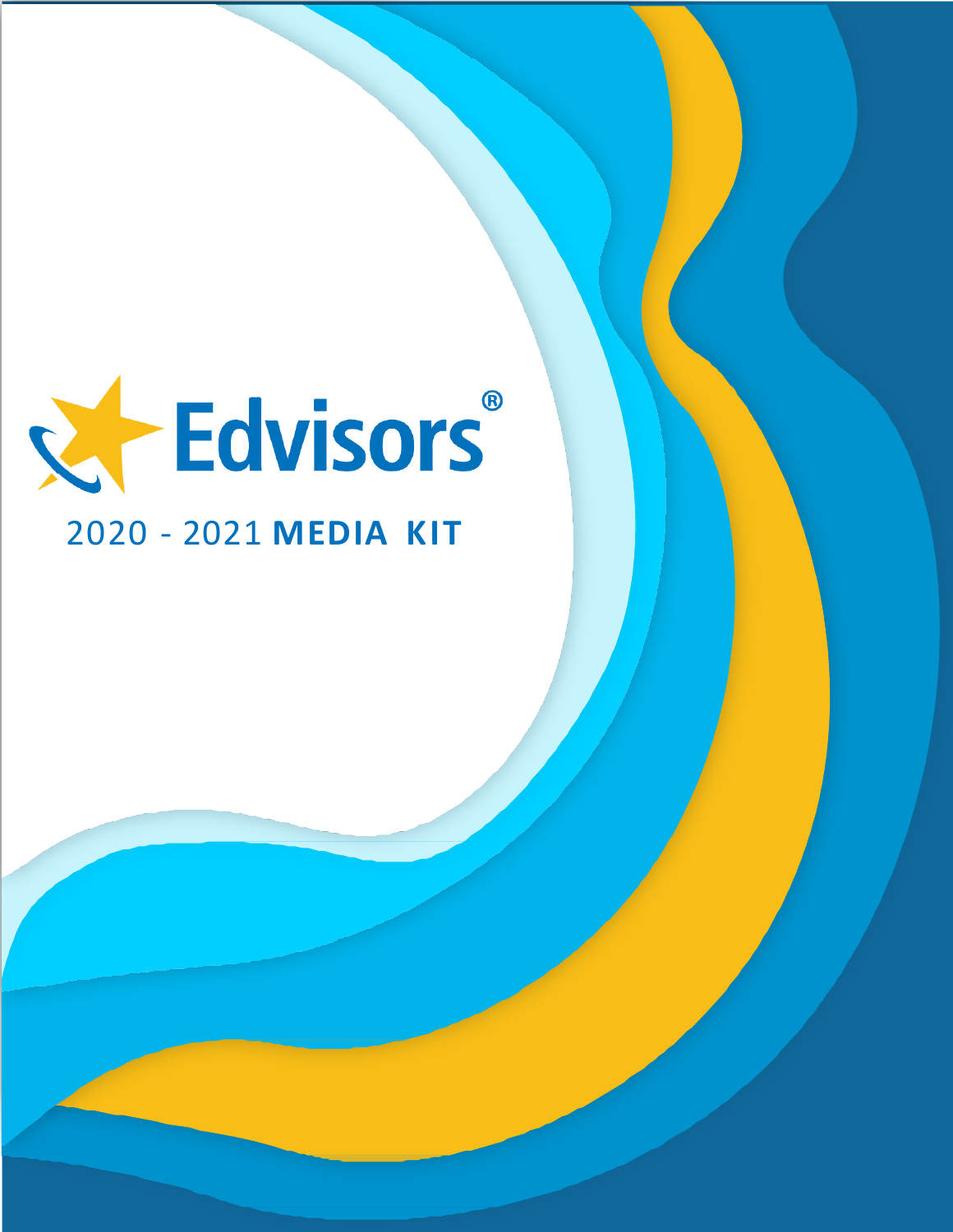# Edvisors®

## 2020 - 2021 MEDIA KIT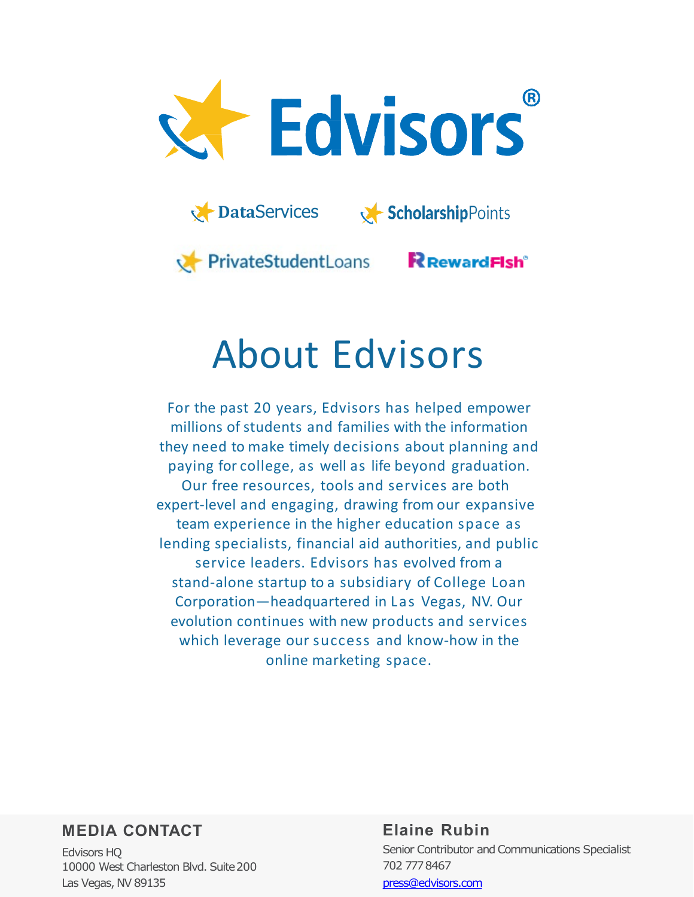Edvisors®

DataServices ScholarshipPoints

PrivateStudentLoans RewardFish

# About Edvisors

For the past 20 years, Edvisors has helped empower millions of students and families with the information they need to make timely decisions about planning and paying for college, as well as life beyond graduation. Our free resources, tools and services are both expert-level and engaging, drawing from our expansive team experience in the higher education space as lending specialists, financial aid authorities, and public service leaders. Edvisors has evolved from a stand-alone startup to a subsidiary of College Loan Corporation—headquartered in Las Vegas, NV. Our evolution continues with new products and services which leverage our success and know-how in the online marketing space.

**MEDIA CONTACT**

Edvisors HQ
10000 West Charleston Blvd. Suite 200
Las Vegas, NV 89135

**Elaine Rubin**

Senior Contributor and Communications Specialist
702 777 8467
press@edvisors.com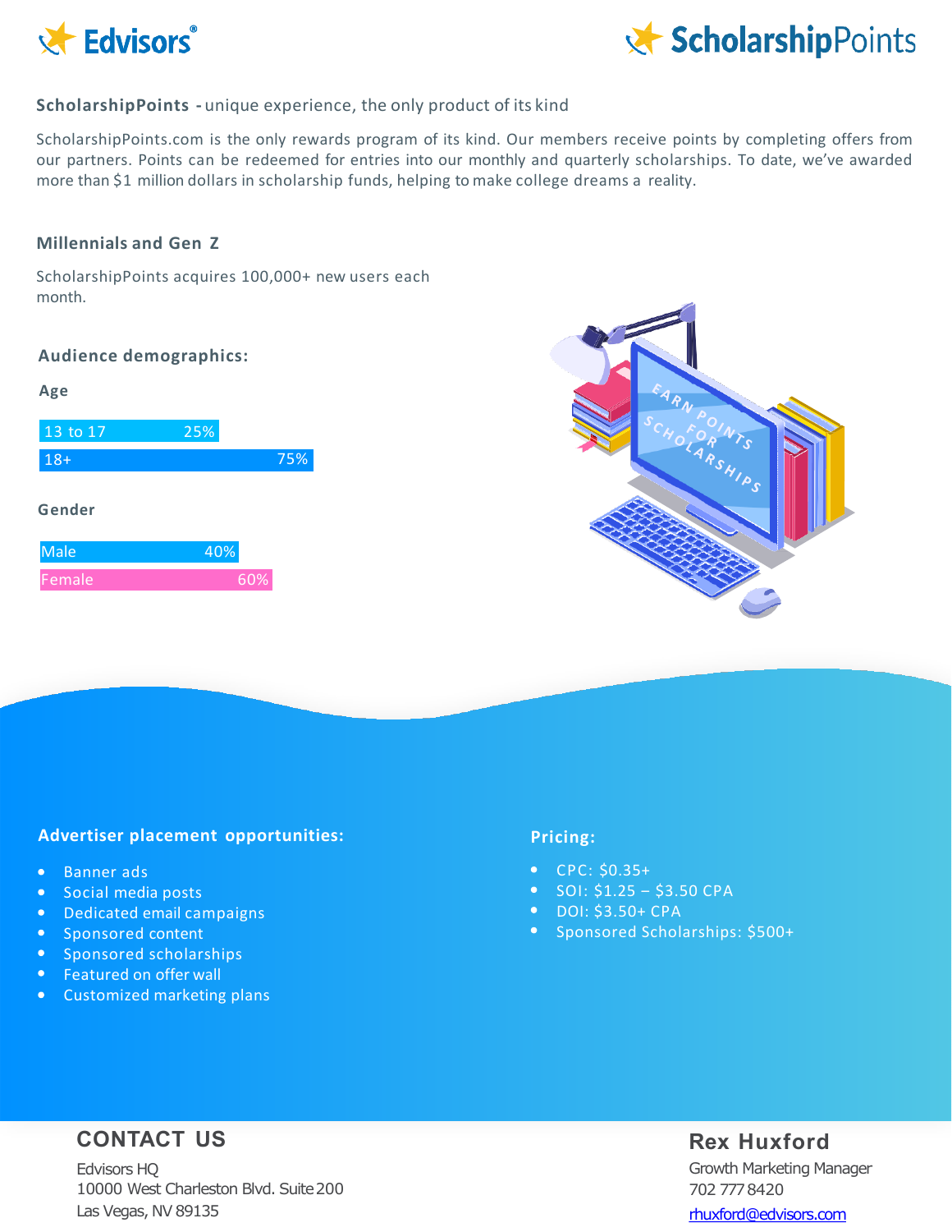# Edvisors | ScholarshipPoints

**ScholarshipPoints -** unique experience, the only product of its kind

ScholarshipPoints.com is the only rewards program of its kind. Our members receive points by completing offers from our partners. Points can be redeemed for entries into our monthly and quarterly scholarships. To date, we've awarded more than $1 million dollars in scholarship funds, helping to make college dreams a reality.

## Millennials and Gen Z

ScholarshipPoints acquires 100,000+ new users each month.

### Audience demographics:

**Age**

| Age | Share |
|---|---|
| 13 to 17 | 25% |
| 18+ | 75% |

**Gender**

| Gender | Share |
|---|---|
| Male | 40% |
| Female | 60% |

### Advertiser placement opportunities:

- Banner ads
- Social media posts
- Dedicated email campaigns
- Sponsored content
- Sponsored scholarships
- Featured on offer wall
- Customized marketing plans

### Pricing:

- CPC: $0.35+
- SOI: $1.25 – $3.50 CPA
- DOI: $3.50+ CPA
- Sponsored Scholarships: $500+

## CONTACT US

Edvisors HQ
10000 West Charleston Blvd. Suite 200
Las Vegas, NV 89135

**Rex Huxford**
Growth Marketing Manager
702 777 8420
rhuxford@edvisors.com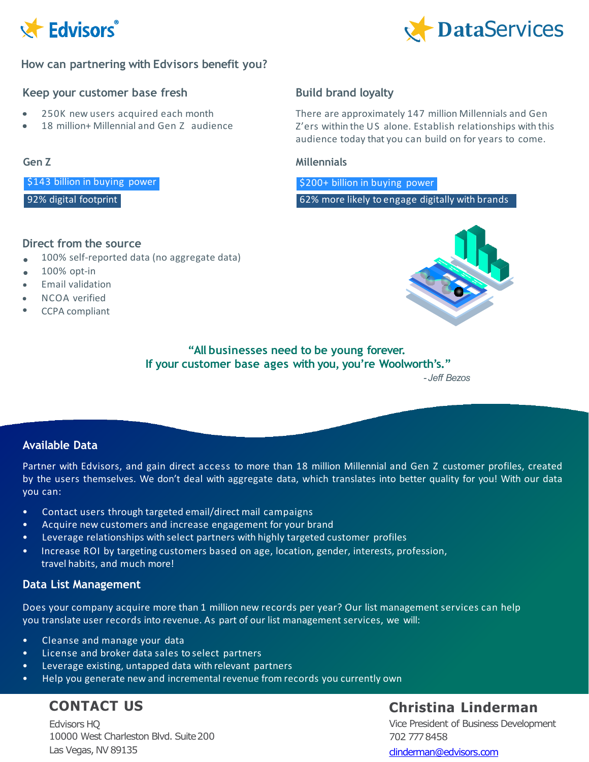Edvisors®

DataServices

## How can partnering with Edvisors benefit you?

### Keep your customer base fresh

- 250K new users acquired each month
- 18 million+ Millennial and Gen Z audience

### Build brand loyalty

There are approximately 147 million Millennials and Gen Z'ers within the US alone. Establish relationships with this audience today that you can build on for years to come.

### Gen Z

$143 billion in buying power

92% digital footprint

### Millennials

$200+ billion in buying power

62% more likely to engage digitally with brands

### Direct from the source

- 100% self-reported data (no aggregate data)
- 100% opt-in
- Email validation
- NCOA verified
- CCPA compliant

**"All businesses need to be young forever. If your customer base ages with you, you're Woolworth's."**

*- Jeff Bezos*

### Available Data

Partner with Edvisors, and gain direct access to more than 18 million Millennial and Gen Z customer profiles, created by the users themselves. We don't deal with aggregate data, which translates into better quality for you! With our data you can:

- Contact users through targeted email/direct mail campaigns
- Acquire new customers and increase engagement for your brand
- Leverage relationships with select partners with highly targeted customer profiles
- Increase ROI by targeting customers based on age, location, gender, interests, profession, travel habits, and much more!

### Data List Management

Does your company acquire more than 1 million new records per year? Our list management services can help you translate user records into revenue. As part of our list management services, we will:

- Cleanse and manage your data
- License and broker data sales to select partners
- Leverage existing, untapped data with relevant partners
- Help you generate new and incremental revenue from records you currently own

## CONTACT US

Edvisors HQ
10000 West Charleston Blvd. Suite 200
Las Vegas, NV 89135

**Christina Linderman**
Vice President of Business Development
702 777 8458
clinderman@edvisors.com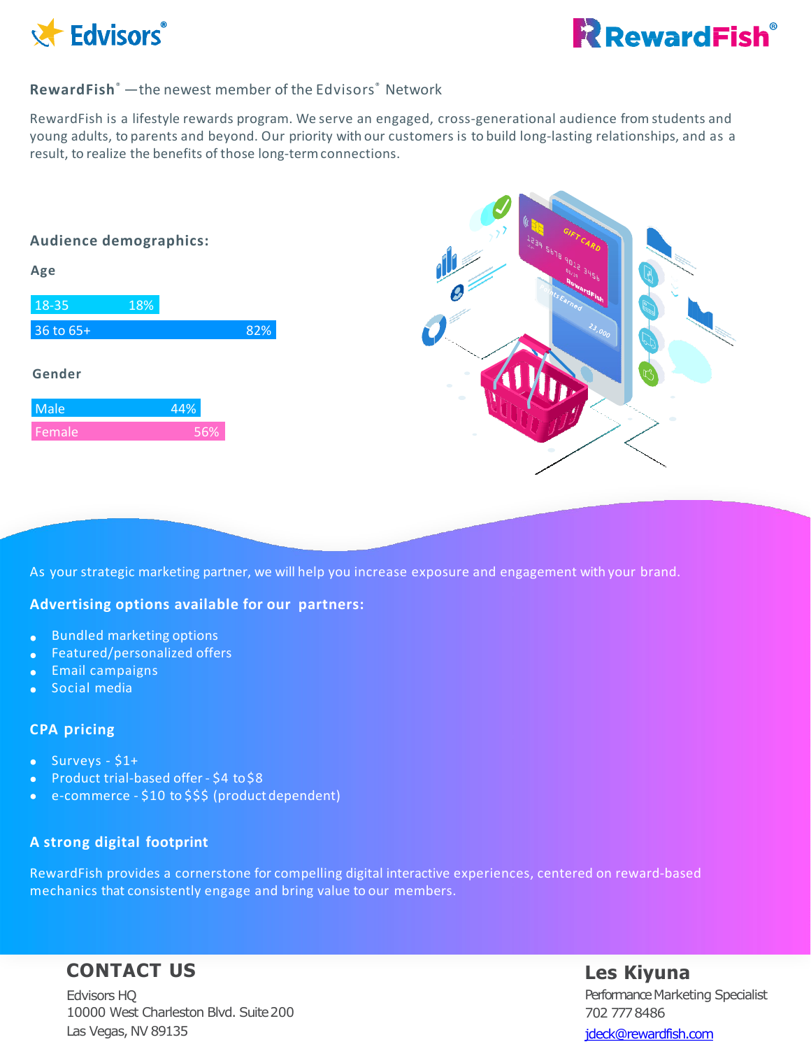Edvisors®

RewardFish®

**RewardFish® —the newest member of the Edvisors® Network**

RewardFish is a lifestyle rewards program. We serve an engaged, cross-generational audience from students and young adults, to parents and beyond. Our priority with our customers is to build long-lasting relationships, and as a result, to realize the benefits of those long-term connections.

## Audience demographics:

### Age

| Age | % |
|---|---|
| 18-35 | 18% |
| 36 to 65+ | 82% |

### Gender

| Gender | % |
|---|---|
| Male | 44% |
| Female | 56% |

As your strategic marketing partner, we will help you increase exposure and engagement with your brand.

## Advertising options available for our partners:

- Bundled marketing options
- Featured/personalized offers
- Email campaigns
- Social media

## CPA pricing

- Surveys - $1+
- Product trial-based offer - $4 to $8
- e-commerce - $10 to $$$ (product dependent)

## A strong digital footprint

RewardFish provides a cornerstone for compelling digital interactive experiences, centered on reward-based mechanics that consistently engage and bring value to our members.

## CONTACT US

Edvisors HQ
10000 West Charleston Blvd. Suite 200
Las Vegas, NV 89135

**Les Kiyuna**
Performance Marketing Specialist
702 777 8486
jdeck@rewardfish.com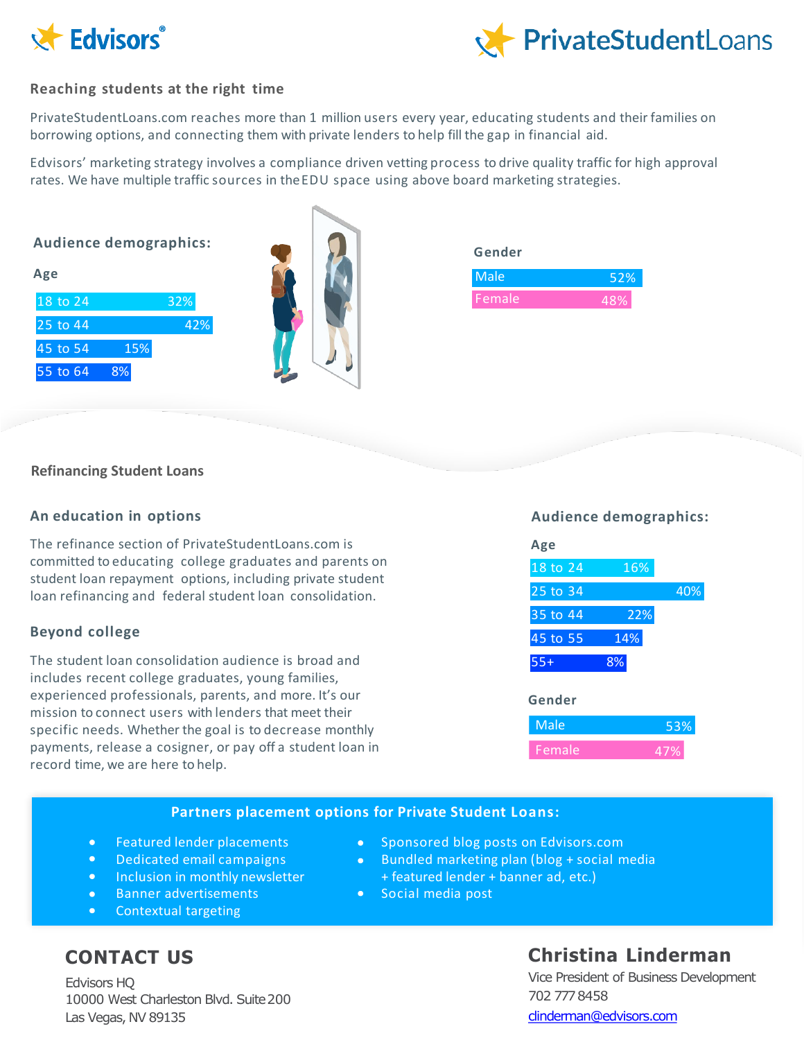Edvisors®

PrivateStudentLoans

## Reaching students at the right time

PrivateStudentLoans.com reaches more than 1 million users every year, educating students and their families on borrowing options, and connecting them with private lenders to help fill the gap in financial aid.

Edvisors' marketing strategy involves a compliance driven vetting process to drive quality traffic for high approval rates. We have multiple traffic sources in the EDU space using above board marketing strategies.

### Audience demographics:

**Age**

18 to 24 32%
25 to 44 42%
45 to 54 15%
55 to 64 8%

**Gender**

Male 52%
Female 48%

## Refinancing Student Loans

### An education in options

The refinance section of PrivateStudentLoans.com is committed to educating college graduates and parents on student loan repayment options, including private student loan refinancing and federal student loan consolidation.

### Beyond college

The student loan consolidation audience is broad and includes recent college graduates, young families, experienced professionals, parents, and more. It's our mission to connect users with lenders that meet their specific needs. Whether the goal is to decrease monthly payments, release a cosigner, or pay off a student loan in record time, we are here to help.

### Audience demographics:

**Age**

18 to 24 16%
25 to 34 40%
35 to 44 22%
45 to 55 14%
55+ 8%

**Gender**

Male 53%
Female 47%

### Partners placement options for Private Student Loans:

- Featured lender placements
- Dedicated email campaigns
- Inclusion in monthly newsletter
- Banner advertisements
- Contextual targeting
- Sponsored blog posts on Edvisors.com
- Bundled marketing plan (blog + social media + featured lender + banner ad, etc.)
- Social media post

## CONTACT US

Edvisors HQ
10000 West Charleston Blvd. Suite 200
Las Vegas, NV 89135

**Christina Linderman**
Vice President of Business Development
702 777 8458
clinderman@edvisors.com